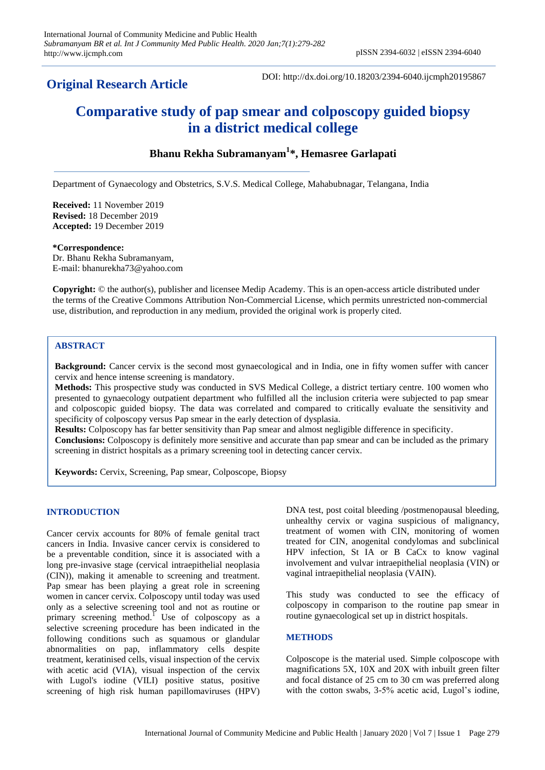## Original Research Article

DOI: http://dx.doi.org/10.18203/2394-6040.ijcmph20195867

# Comparative study of pap smear and colposcopy guided biopsy in a district medical college

**Bhanu Rekha Subramanyam[1]*, Hemasree Garlapati**

Department of Gynaecology and Obstetrics, S.V.S. Medical College, Mahabubnagar, Telangana, India

**Received:** 11 November 2019
**Revised:** 18 December 2019
**Accepted:** 19 December 2019

**\*Correspondence:**
Dr. Bhanu Rekha Subramanyam,
E-mail: bhanurekha73@yahoo.com

**Copyright:** © the author(s), publisher and licensee Medip Academy. This is an open-access article distributed under the terms of the Creative Commons Attribution Non-Commercial License, which permits unrestricted non-commercial use, distribution, and reproduction in any medium, provided the original work is properly cited.

## ABSTRACT

**Background:** Cancer cervix is the second most gynaecological and in India, one in fifty women suffer with cancer cervix and hence intense screening is mandatory.

**Methods:** This prospective study was conducted in SVS Medical College, a district tertiary centre. 100 women who presented to gynaecology outpatient department who fulfilled all the inclusion criteria were subjected to pap smear and colposcopic guided biopsy. The data was correlated and compared to critically evaluate the sensitivity and specificity of colposcopy versus Pap smear in the early detection of dysplasia.

**Results:** Colposcopy has far better sensitivity than Pap smear and almost negligible difference in specificity.

**Conclusions:** Colposcopy is definitely more sensitive and accurate than pap smear and can be included as the primary screening in district hospitals as a primary screening tool in detecting cancer cervix.

**Keywords:** Cervix, Screening, Pap smear, Colposcope, Biopsy

## INTRODUCTION

Cancer cervix accounts for 80% of female genital tract cancers in India. Invasive cancer cervix is considered to be a preventable condition, since it is associated with a long pre-invasive stage (cervical intraepithelial neoplasia (CIN)), making it amenable to screening and treatment. Pap smear has been playing a great role in screening women in cancer cervix. Colposcopy until today was used only as a selective screening tool and not as routine or primary screening method.[1] Use of colposcopy as a selective screening procedure has been indicated in the following conditions such as squamous or glandular abnormalities on pap, inflammatory cells despite treatment, keratinised cells, visual inspection of the cervix with acetic acid (VIA), visual inspection of the cervix with Lugol's iodine (VILI) positive status, positive screening of high risk human papillomaviruses (HPV) DNA test, post coital bleeding /postmenopausal bleeding, unhealthy cervix or vagina suspicious of malignancy, treatment of women with CIN, monitoring of women treated for CIN, anogenital condylomas and subclinical HPV infection, St IA or B CaCx to know vaginal involvement and vulvar intraepithelial neoplasia (VIN) or vaginal intraepithelial neoplasia (VAIN).

This study was conducted to see the efficacy of colposcopy in comparison to the routine pap smear in routine gynaecological set up in district hospitals.

## METHODS

Colposcope is the material used. Simple colposcope with magnifications 5X, 10X and 20X with inbuilt green filter and focal distance of 25 cm to 30 cm was preferred along with the cotton swabs, 3-5% acetic acid, Lugol's iodine,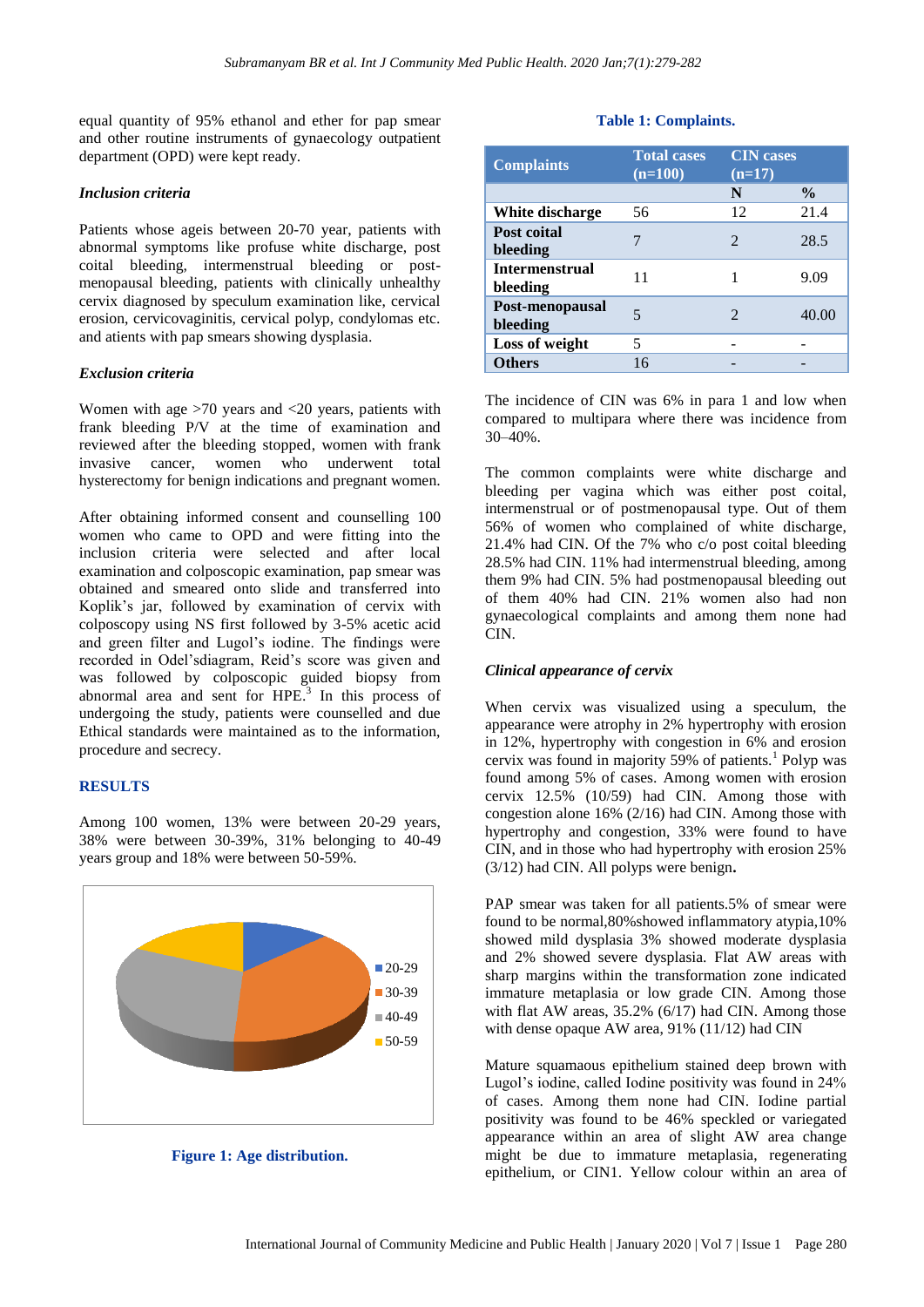equal quantity of 95% ethanol and ether for pap smear and other routine instruments of gynaecology outpatient department (OPD) were kept ready.

### *Inclusion criteria*

Patients whose ageis between 20-70 year, patients with abnormal symptoms like profuse white discharge, post coital bleeding, intermenstrual bleeding or post-menopausal bleeding, patients with clinically unhealthy cervix diagnosed by speculum examination like, cervical erosion, cervicovaginitis, cervical polyp, condylomas etc. and atients with pap smears showing dysplasia.

### *Exclusion criteria*

Women with age >70 years and <20 years, patients with frank bleeding P/V at the time of examination and reviewed after the bleeding stopped, women with frank invasive cancer, women who underwent total hysterectomy for benign indications and pregnant women.

After obtaining informed consent and counselling 100 women who came to OPD and were fitting into the inclusion criteria were selected and after local examination and colposcopic examination, pap smear was obtained and smeared onto slide and transferred into Koplik's jar, followed by examination of cervix with colposcopy using NS first followed by 3-5% acetic acid and green filter and Lugol's iodine. The findings were recorded in Odel'sdiagram, Reid's score was given and was followed by colposcopic guided biopsy from abnormal area and sent for HPE.[3] In this process of undergoing the study, patients were counselled and due Ethical standards were maintained as to the information, procedure and secrecy.

## RESULTS

Among 100 women, 13% were between 20-29 years, 38% were between 30-39%, 31% belonging to 40-49 years group and 18% were between 50-59%.

**Figure 1: Age distribution.**

**Table 1: Complaints.**

| Complaints | Total cases (n=100) | CIN cases (n=17) | |
|---|---|---|---|
| | | N | % |
| White discharge | 56 | 12 | 21.4 |
| Post coital bleeding | 7 | 2 | 28.5 |
| Intermenstrual bleeding | 11 | 1 | 9.09 |
| Post-menopausal bleeding | 5 | 2 | 40.00 |
| Loss of weight | 5 | - | - |
| Others | 16 | - | - |

The incidence of CIN was 6% in para 1 and low when compared to multipara where there was incidence from 30–40%.

The common complaints were white discharge and bleeding per vagina which was either post coital, intermenstrual or of postmenopausal type. Out of them 56% of women who complained of white discharge, 21.4% had CIN. Of the 7% who c/o post coital bleeding 28.5% had CIN. 11% had intermenstrual bleeding, among them 9% had CIN. 5% had postmenopausal bleeding out of them 40% had CIN. 21% women also had non gynaecological complaints and among them none had CIN.

### *Clinical appearance of cervix*

When cervix was visualized using a speculum, the appearance were atrophy in 2% hypertrophy with erosion in 12%, hypertrophy with congestion in 6% and erosion cervix was found in majority 59% of patients.[1] Polyp was found among 5% of cases. Among women with erosion cervix 12.5% (10/59) had CIN. Among those with congestion alone 16% (2/16) had CIN. Among those with hypertrophy and congestion, 33% were found to have CIN, and in those who had hypertrophy with erosion 25% (3/12) had CIN. All polyps were benign**.**

PAP smear was taken for all patients.5% of smear were found to be normal,80%showed inflammatory atypia,10% showed mild dysplasia 3% showed moderate dysplasia and 2% showed severe dysplasia. Flat AW areas with sharp margins within the transformation zone indicated immature metaplasia or low grade CIN. Among those with flat AW areas, 35.2% (6/17) had CIN. Among those with dense opaque AW area, 91% (11/12) had CIN

Mature squamaous epithelium stained deep brown with Lugol's iodine, called Iodine positivity was found in 24% of cases. Among them none had CIN. Iodine partial positivity was found to be 46% speckled or variegated appearance within an area of slight AW area change might be due to immature metaplasia, regenerating epithelium, or CIN1. Yellow colour within an area of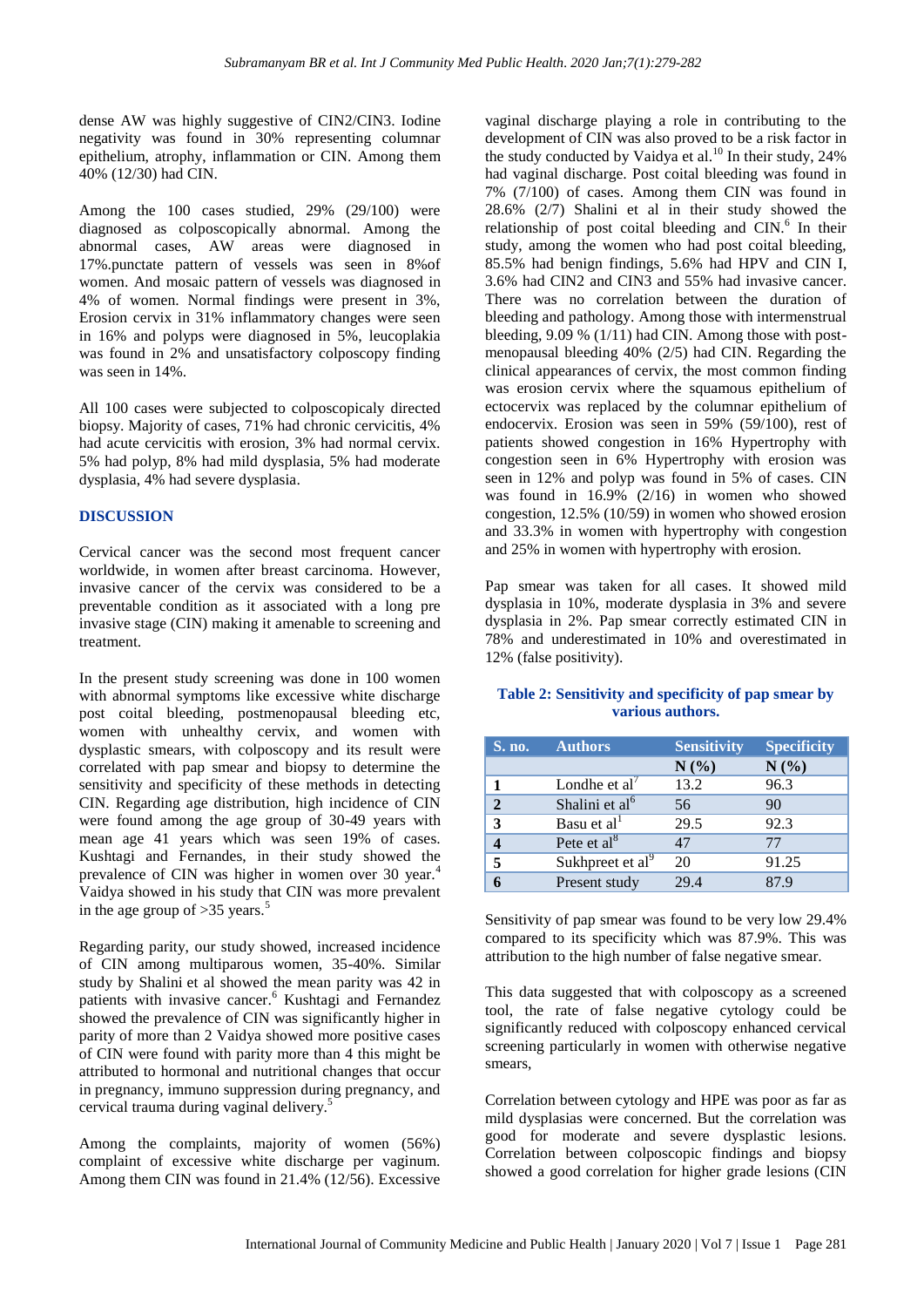dense AW was highly suggestive of CIN2/CIN3. Iodine negativity was found in 30% representing columnar epithelium, atrophy, inflammation or CIN. Among them 40% (12/30) had CIN.

Among the 100 cases studied, 29% (29/100) were diagnosed as colposcopically abnormal. Among the abnormal cases, AW areas were diagnosed in 17%.punctate pattern of vessels was seen in 8%of women. And mosaic pattern of vessels was diagnosed in 4% of women. Normal findings were present in 3%, Erosion cervix in 31% inflammatory changes were seen in 16% and polyps were diagnosed in 5%, leucoplakia was found in 2% and unsatisfactory colposcopy finding was seen in 14%.

All 100 cases were subjected to colposcopicaly directed biopsy. Majority of cases, 71% had chronic cervicitis, 4% had acute cervicitis with erosion, 3% had normal cervix. 5% had polyp, 8% had mild dysplasia, 5% had moderate dysplasia, 4% had severe dysplasia.

## DISCUSSION

Cervical cancer was the second most frequent cancer worldwide, in women after breast carcinoma. However, invasive cancer of the cervix was considered to be a preventable condition as it associated with a long pre invasive stage (CIN) making it amenable to screening and treatment.

In the present study screening was done in 100 women with abnormal symptoms like excessive white discharge post coital bleeding, postmenopausal bleeding etc, women with unhealthy cervix, and women with dysplastic smears, with colposcopy and its result were correlated with pap smear and biopsy to determine the sensitivity and specificity of these methods in detecting CIN. Regarding age distribution, high incidence of CIN were found among the age group of 30-49 years with mean age 41 years which was seen 19% of cases. Kushtagi and Fernandes, in their study showed the prevalence of CIN was higher in women over 30 year.[4] Vaidya showed in his study that CIN was more prevalent in the age group of >35 years.[5]

Regarding parity, our study showed, increased incidence of CIN among multiparous women, 35-40%. Similar study by Shalini et al showed the mean parity was 42 in patients with invasive cancer.[6] Kushtagi and Fernandez showed the prevalence of CIN was significantly higher in parity of more than 2 Vaidya showed more positive cases of CIN were found with parity more than 4 this might be attributed to hormonal and nutritional changes that occur in pregnancy, immuno suppression during pregnancy, and cervical trauma during vaginal delivery.[5]

Among the complaints, majority of women (56%) complaint of excessive white discharge per vaginum. Among them CIN was found in 21.4% (12/56). Excessive vaginal discharge playing a role in contributing to the development of CIN was also proved to be a risk factor in the study conducted by Vaidya et al.[10] In their study, 24% had vaginal discharge. Post coital bleeding was found in 7% (7/100) of cases. Among them CIN was found in 28.6% (2/7) Shalini et al in their study showed the relationship of post coital bleeding and CIN.[6] In their study, among the women who had post coital bleeding, 85.5% had benign findings, 5.6% had HPV and CIN I, 3.6% had CIN2 and CIN3 and 55% had invasive cancer. There was no correlation between the duration of bleeding and pathology. Among those with intermenstrual bleeding, 9.09 % (1/11) had CIN. Among those with post-menopausal bleeding 40% (2/5) had CIN. Regarding the clinical appearances of cervix, the most common finding was erosion cervix where the squamous epithelium of ectocervix was replaced by the columnar epithelium of endocervix. Erosion was seen in 59% (59/100), rest of patients showed congestion in 16% Hypertrophy with congestion seen in 6% Hypertrophy with erosion was seen in 12% and polyp was found in 5% of cases. CIN was found in 16.9% (2/16) in women who showed congestion, 12.5% (10/59) in women who showed erosion and 33.3% in women with hypertrophy with congestion and 25% in women with hypertrophy with erosion.

Pap smear was taken for all cases. It showed mild dysplasia in 10%, moderate dysplasia in 3% and severe dysplasia in 2%. Pap smear correctly estimated CIN in 78% and underestimated in 10% and overestimated in 12% (false positivity).

**Table 2: Sensitivity and specificity of pap smear by various authors.**

| S. no. | Authors | Sensitivity | Specificity |
|---|---|---|---|
| | | N (%) | N (%) |
| 1 | Londhe et al[7] | 13.2 | 96.3 |
| 2 | Shalini et al[6] | 56 | 90 |
| 3 | Basu et al[1] | 29.5 | 92.3 |
| 4 | Pete et al[8] | 47 | 77 |
| 5 | Sukhpreet et al[9] | 20 | 91.25 |
| 6 | Present study | 29.4 | 87.9 |

Sensitivity of pap smear was found to be very low 29.4% compared to its specificity which was 87.9%. This was attribution to the high number of false negative smear.

This data suggested that with colposcopy as a screened tool, the rate of false negative cytology could be significantly reduced with colposcopy enhanced cervical screening particularly in women with otherwise negative smears,

Correlation between cytology and HPE was poor as far as mild dysplasias were concerned. But the correlation was good for moderate and severe dysplastic lesions. Correlation between colposcopic findings and biopsy showed a good correlation for higher grade lesions (CIN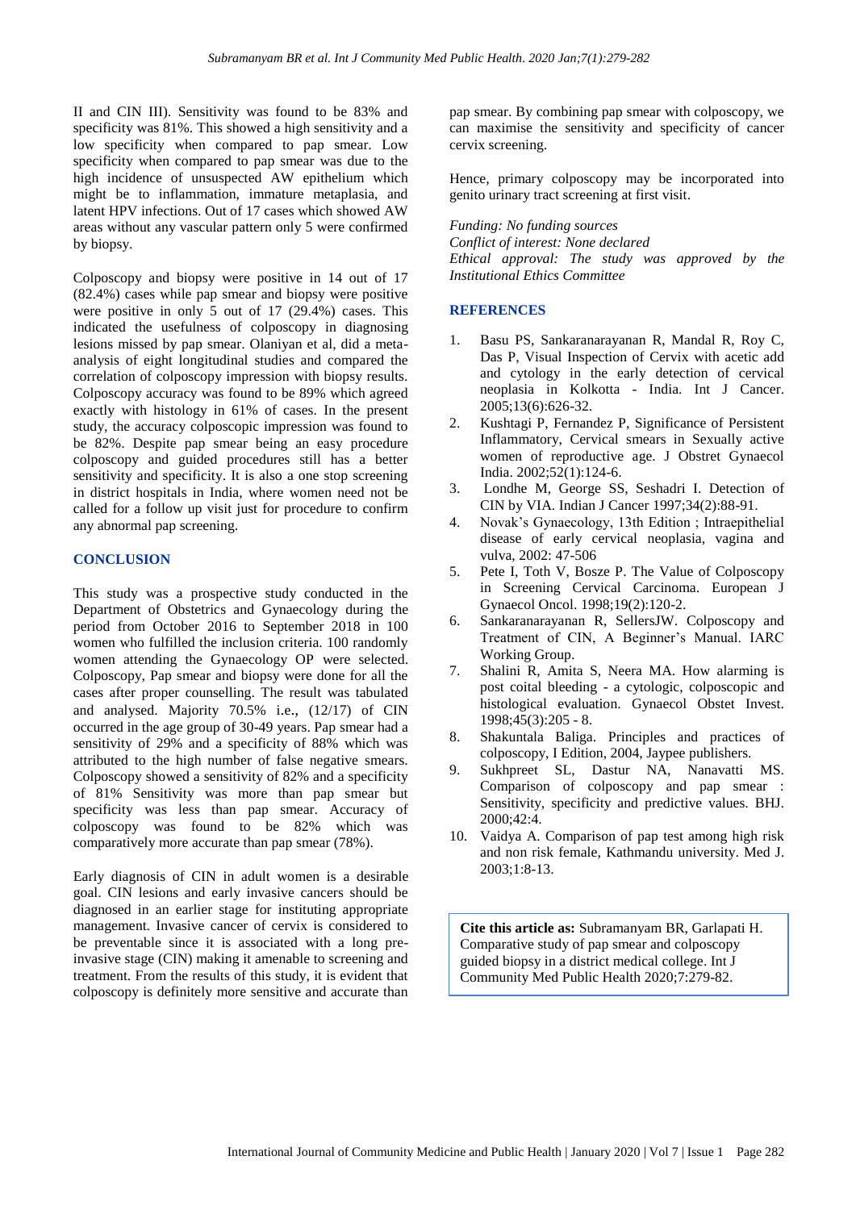II and CIN III). Sensitivity was found to be 83% and specificity was 81%. This showed a high sensitivity and a low specificity when compared to pap smear. Low specificity when compared to pap smear was due to the high incidence of unsuspected AW epithelium which might be to inflammation, immature metaplasia, and latent HPV infections. Out of 17 cases which showed AW areas without any vascular pattern only 5 were confirmed by biopsy.

Colposcopy and biopsy were positive in 14 out of 17 (82.4%) cases while pap smear and biopsy were positive were positive in only 5 out of 17 (29.4%) cases. This indicated the usefulness of colposcopy in diagnosing lesions missed by pap smear. Olaniyan et al, did a meta-analysis of eight longitudinal studies and compared the correlation of colposcopy impression with biopsy results. Colposcopy accuracy was found to be 89% which agreed exactly with histology in 61% of cases. In the present study, the accuracy colposcopic impression was found to be 82%. Despite pap smear being an easy procedure colposcopy and guided procedures still has a better sensitivity and specificity. It is also a one stop screening in district hospitals in India, where women need not be called for a follow up visit just for procedure to confirm any abnormal pap screening.

## CONCLUSION

This study was a prospective study conducted in the Department of Obstetrics and Gynaecology during the period from October 2016 to September 2018 in 100 women who fulfilled the inclusion criteria. 100 randomly women attending the Gynaecology OP were selected. Colposcopy, Pap smear and biopsy were done for all the cases after proper counselling. The result was tabulated and analysed. Majority 70.5% i.e., (12/17) of CIN occurred in the age group of 30-49 years. Pap smear had a sensitivity of 29% and a specificity of 88% which was attributed to the high number of false negative smears. Colposcopy showed a sensitivity of 82% and a specificity of 81% Sensitivity was more than pap smear but specificity was less than pap smear. Accuracy of colposcopy was found to be 82% which was comparatively more accurate than pap smear (78%).

Early diagnosis of CIN in adult women is a desirable goal. CIN lesions and early invasive cancers should be diagnosed in an earlier stage for instituting appropriate management. Invasive cancer of cervix is considered to be preventable since it is associated with a long pre-invasive stage (CIN) making it amenable to screening and treatment. From the results of this study, it is evident that colposcopy is definitely more sensitive and accurate than pap smear. By combining pap smear with colposcopy, we can maximise the sensitivity and specificity of cancer cervix screening.

Hence, primary colposcopy may be incorporated into genito urinary tract screening at first visit.

*Funding: No funding sources*
*Conflict of interest: None declared*
*Ethical approval: The study was approved by the Institutional Ethics Committee*

## REFERENCES

1. Basu PS, Sankaranarayanan R, Mandal R, Roy C, Das P, Visual Inspection of Cervix with acetic add and cytology in the early detection of cervical neoplasia in Kolkotta - India. Int J Cancer. 2005;13(6):626-32.
2. Kushtagi P, Fernandez P, Significance of Persistent Inflammatory, Cervical smears in Sexually active women of reproductive age. J Obstret Gynaecol India. 2002;52(1):124-6.
3. Londhe M, George SS, Seshadri I. Detection of CIN by VIA. Indian J Cancer 1997;34(2):88-91.
4. Novak's Gynaecology, 13th Edition ; Intraepithelial disease of early cervical neoplasia, vagina and vulva, 2002: 47-506
5. Pete I, Toth V, Bosze P. The Value of Colposcopy in Screening Cervical Carcinoma. European J Gynaecol Oncol. 1998;19(2):120-2.
6. Sankaranarayanan R, SellersJW. Colposcopy and Treatment of CIN, A Beginner's Manual. IARC Working Group.
7. Shalini R, Amita S, Neera MA. How alarming is post coital bleeding - a cytologic, colposcopic and histological evaluation. Gynaecol Obstet Invest. 1998;45(3):205 - 8.
8. Shakuntala Baliga. Principles and practices of colposcopy, I Edition, 2004, Jaypee publishers.
9. Sukhpreet SL, Dastur NA, Nanavatti MS. Comparison of colposcopy and pap smear : Sensitivity, specificity and predictive values. BHJ. 2000;42:4.
10. Vaidya A. Comparison of pap test among high risk and non risk female, Kathmandu university. Med J. 2003;1:8-13.

**Cite this article as:** Subramanyam BR, Garlapati H. Comparative study of pap smear and colposcopy guided biopsy in a district medical college. Int J Community Med Public Health 2020;7:279-82.